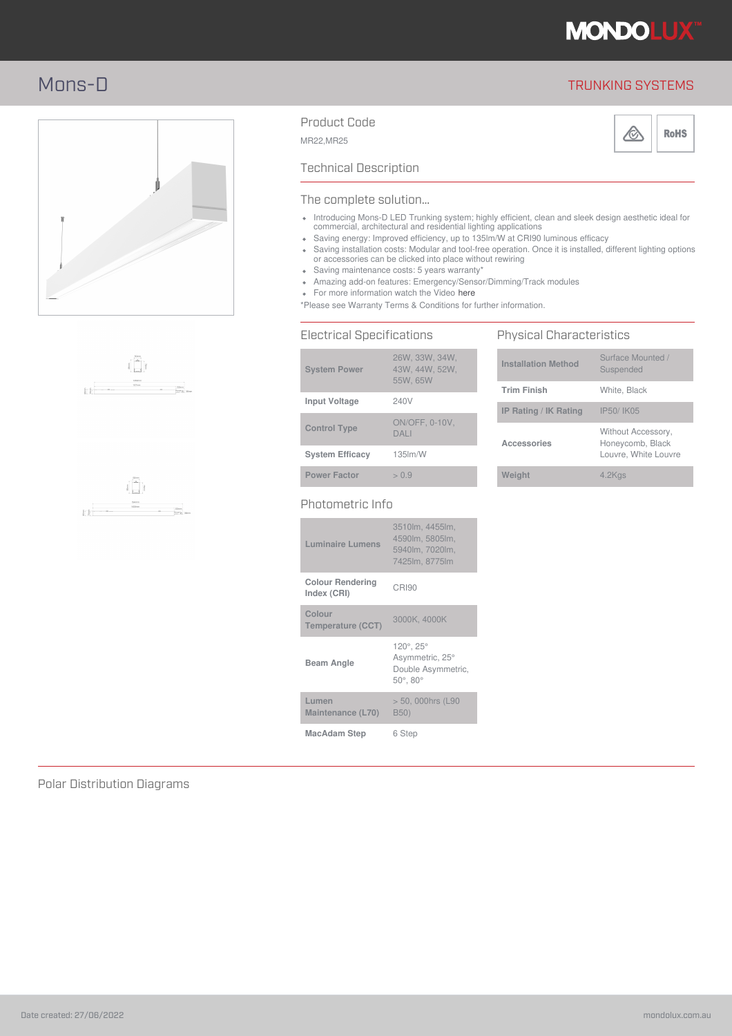# Mons-D

TRUNKING SYSTEMS

## Product Code

MR22,MR25

## Technical Description

### The complete solution...

- Introducing Mons-D LED Trunking system; highly efficient, clean and sleek design aesthetic ideal for commercial, architectural and residential lighting applications
- Saving energy: Improved efficiency, up to 135lm/W at CRI90 luminous efficacy
- Saving installation costs: Modular and tool-free operation. Once it is installed, different lighting options or accessories can be clicked into place without rewiring
- Saving maintenance costs: 5 years warranty*
- Amazing add-on features: Emergency/Sensor/Dimming/Track modules
- For more information watch the Video here

*Please see Warranty Terms & Conditions for further information.

## Electrical Specifications

| | |
|---|---|
| **System Power** | 26W, 33W, 34W, 43W, 44W, 52W, 55W, 65W |
| **Input Voltage** | 240V |
| **Control Type** | ON/OFF, 0-10V, DALI |
| **System Efficacy** | 135lm/W |
| **Power Factor** | > 0.9 |

## Physical Characteristics

| | |
|---|---|
| **Installation Method** | Surface Mounted / Suspended |
| **Trim Finish** | White, Black |
| **IP Rating / IK Rating** | IP50/ IK05 |
| **Accessories** | Without Accessory, Honeycomb, Black Louvre, White Louvre |
| **Weight** | 4.2Kgs |

## Photometric Info

| | |
|---|---|
| **Luminaire Lumens** | 3510lm, 4455lm, 4590lm, 5805lm, 5940lm, 7020lm, 7425lm, 8775lm |
| **Colour Rendering Index (CRI)** | CRI90 |
| **Colour Temperature (CCT)** | 3000K, 4000K |
| **Beam Angle** | 120°, 25° Asymmetric, 25° Double Asymmetric, 50°, 80° |
| **Lumen Maintenance (L70)** | > 50, 000hrs (L90 B50) |
| **MacAdam Step** | 6 Step |

## Polar Distribution Diagrams

Date created: 27/06/2022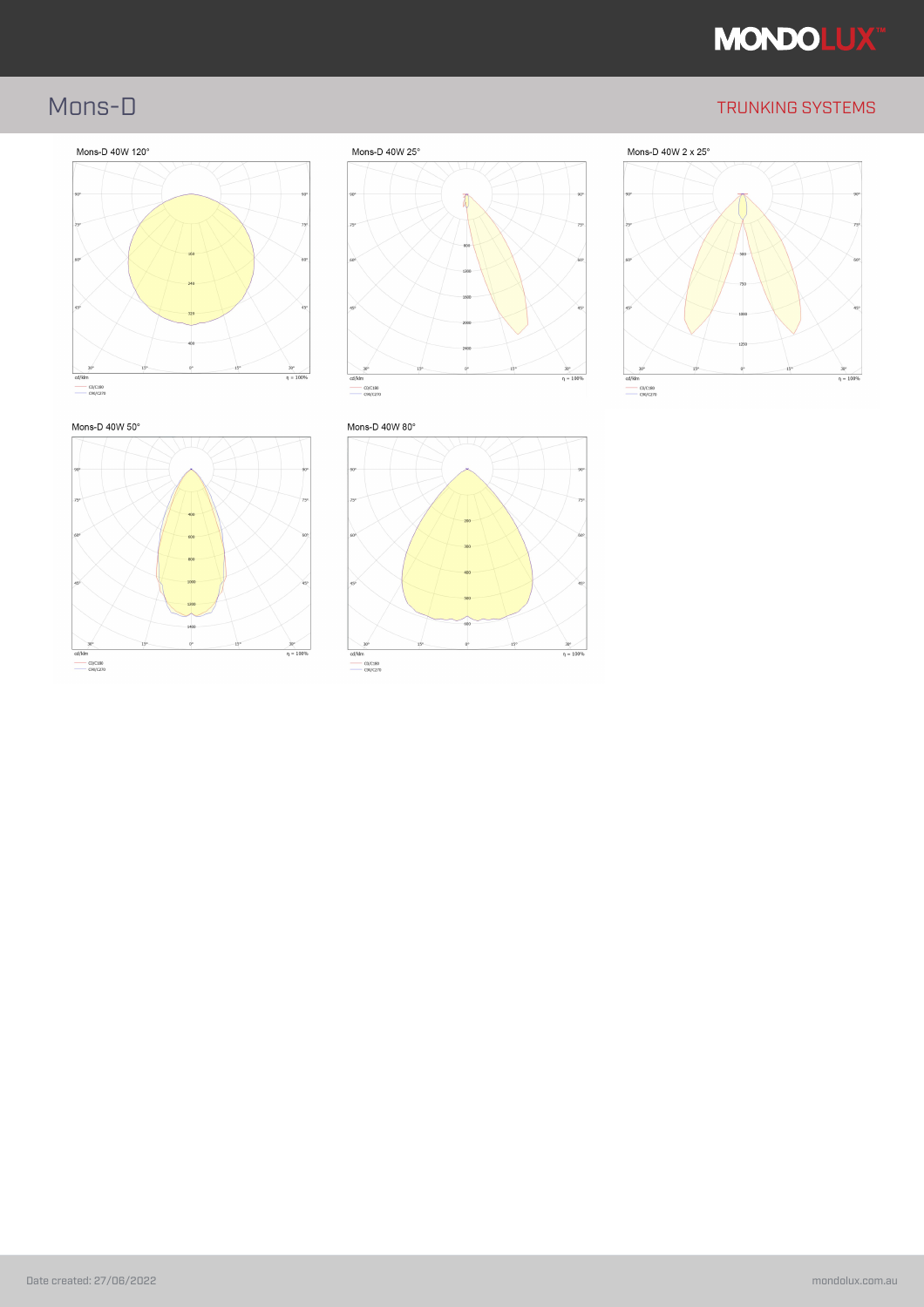# Mons-D

TRUNKING SYSTEMS

Mons-D 40W 120°

90° 90° 75° 75° 60° 60° 45° 45° 30° 15° 0° 15° 30°

160 240 320 400

cd/klm η = 100%

C0/C180
C90/C270

Mons-D 40W 25°

90° 90° 75° 75° 60° 60° 45° 45° 30° 15° 0° 15° 30°

800 1200 1600 2000 2400

cd/klm η = 100%

C0/C180
C90/C270

Mons-D 40W 2 x 25°

90° 90° 75° 75° 60° 60° 45° 45° 30° 15° 0° 15° 30°

500 750 1000 1250

cd/klm η = 100%

C0/C180
C90/C270

Mons-D 40W 50°

90° 90° 75° 75° 60° 60° 45° 45° 30° 15° 0° 15° 30°

400 600 800 1000 1200 1400

cd/klm η = 100%

C0/C180
C90/C270

Mons-D 40W 80°

90° 90° 75° 75° 60° 60° 45° 45° 30° 15° 0° 15° 30°

200 300 400 500 600

cd/klm η = 100%

C0/C180
C90/C270

Date created: 27/06/2022

mondolux.com.au